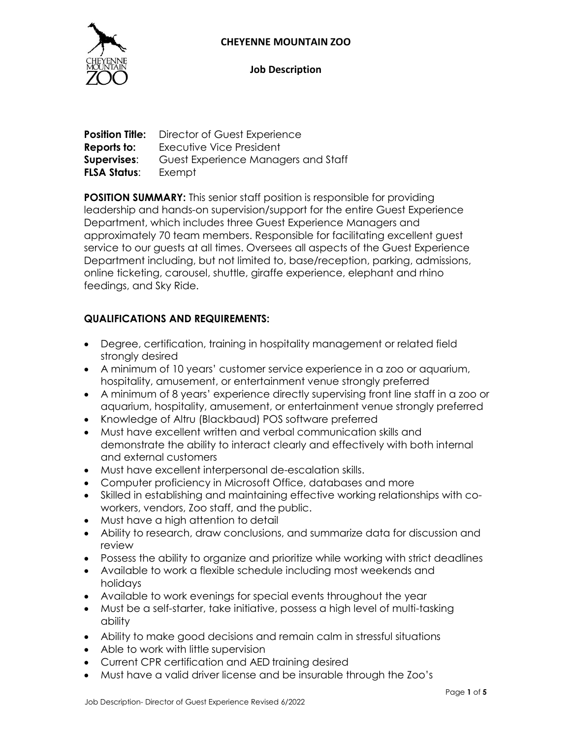# CHEYENNE MOUNTAIN ZOO

## Job Description

**Position Title:** Director of Guest Experience
**Reports to:** Executive Vice President
**Supervises**: Guest Experience Managers and Staff
**FLSA Status**: Exempt

**POSITION SUMMARY:** This senior staff position is responsible for providing leadership and hands-on supervision/support for the entire Guest Experience Department, which includes three Guest Experience Managers and approximately 70 team members. Responsible for facilitating excellent guest service to our guests at all times. Oversees all aspects of the Guest Experience Department including, but not limited to, base/reception, parking, admissions, online ticketing, carousel, shuttle, giraffe experience, elephant and rhino feedings, and Sky Ride.

## QUALIFICATIONS AND REQUIREMENTS:

- Degree, certification, training in hospitality management or related field strongly desired
- A minimum of 10 years' customer service experience in a zoo or aquarium, hospitality, amusement, or entertainment venue strongly preferred
- A minimum of 8 years' experience directly supervising front line staff in a zoo or aquarium, hospitality, amusement, or entertainment venue strongly preferred
- Knowledge of Altru (Blackbaud) POS software preferred
- Must have excellent written and verbal communication skills and demonstrate the ability to interact clearly and effectively with both internal and external customers
- Must have excellent interpersonal de-escalation skills.
- Computer proficiency in Microsoft Office, databases and more
- Skilled in establishing and maintaining effective working relationships with co-workers, vendors, Zoo staff, and the public.
- Must have a high attention to detail
- Ability to research, draw conclusions, and summarize data for discussion and review
- Possess the ability to organize and prioritize while working with strict deadlines
- Available to work a flexible schedule including most weekends and holidays
- Available to work evenings for special events throughout the year
- Must be a self-starter, take initiative, possess a high level of multi-tasking ability
- Ability to make good decisions and remain calm in stressful situations
- Able to work with little supervision
- Current CPR certification and AED training desired
- Must have a valid driver license and be insurable through the Zoo's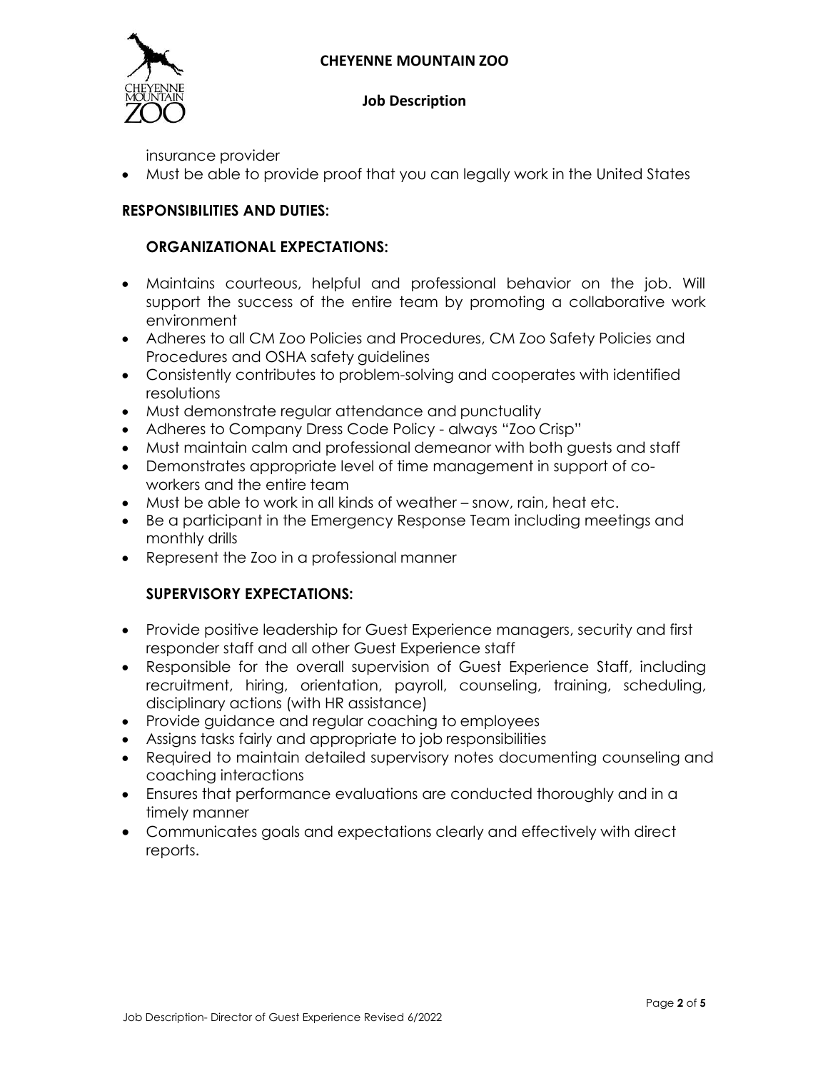insurance provider

- Must be able to provide proof that you can legally work in the United States

## RESPONSIBILITIES AND DUTIES:

### ORGANIZATIONAL EXPECTATIONS:

- Maintains courteous, helpful and professional behavior on the job. Will support the success of the entire team by promoting a collaborative work environment
- Adheres to all CM Zoo Policies and Procedures, CM Zoo Safety Policies and Procedures and OSHA safety guidelines
- Consistently contributes to problem-solving and cooperates with identified resolutions
- Must demonstrate regular attendance and punctuality
- Adheres to Company Dress Code Policy - always "Zoo Crisp"
- Must maintain calm and professional demeanor with both guests and staff
- Demonstrates appropriate level of time management in support of co-workers and the entire team
- Must be able to work in all kinds of weather – snow, rain, heat etc.
- Be a participant in the Emergency Response Team including meetings and monthly drills
- Represent the Zoo in a professional manner

### SUPERVISORY EXPECTATIONS:

- Provide positive leadership for Guest Experience managers, security and first responder staff and all other Guest Experience staff
- Responsible for the overall supervision of Guest Experience Staff, including recruitment, hiring, orientation, payroll, counseling, training, scheduling, disciplinary actions (with HR assistance)
- Provide guidance and regular coaching to employees
- Assigns tasks fairly and appropriate to job responsibilities
- Required to maintain detailed supervisory notes documenting counseling and coaching interactions
- Ensures that performance evaluations are conducted thoroughly and in a timely manner
- Communicates goals and expectations clearly and effectively with direct reports.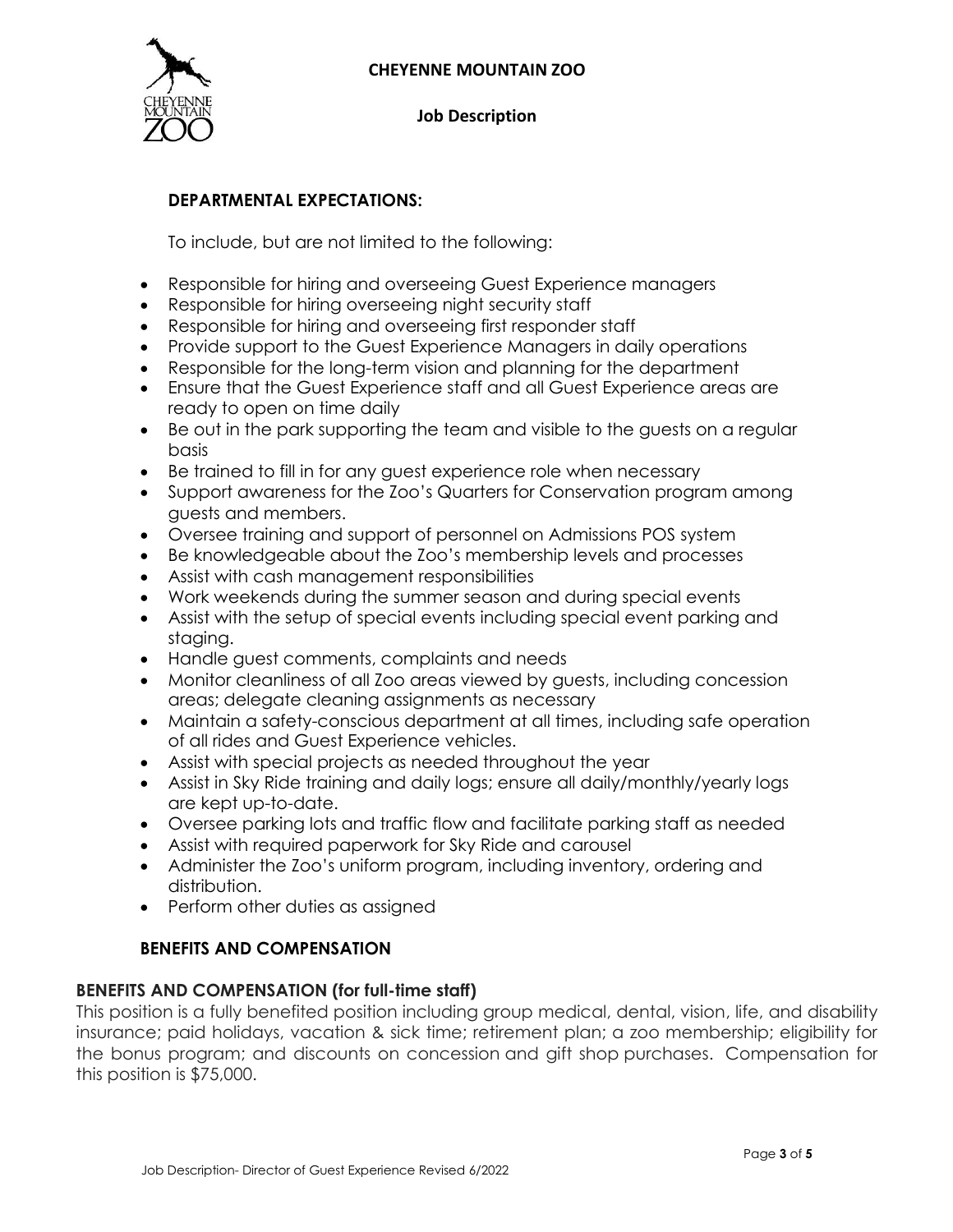## DEPARTMENTAL EXPECTATIONS:

To include, but are not limited to the following:

- Responsible for hiring and overseeing Guest Experience managers
- Responsible for hiring overseeing night security staff
- Responsible for hiring and overseeing first responder staff
- Provide support to the Guest Experience Managers in daily operations
- Responsible for the long-term vision and planning for the department
- Ensure that the Guest Experience staff and all Guest Experience areas are ready to open on time daily
- Be out in the park supporting the team and visible to the guests on a regular basis
- Be trained to fill in for any guest experience role when necessary
- Support awareness for the Zoo's Quarters for Conservation program among guests and members.
- Oversee training and support of personnel on Admissions POS system
- Be knowledgeable about the Zoo's membership levels and processes
- Assist with cash management responsibilities
- Work weekends during the summer season and during special events
- Assist with the setup of special events including special event parking and staging.
- Handle guest comments, complaints and needs
- Monitor cleanliness of all Zoo areas viewed by guests, including concession areas; delegate cleaning assignments as necessary
- Maintain a safety-conscious department at all times, including safe operation of all rides and Guest Experience vehicles.
- Assist with special projects as needed throughout the year
- Assist in Sky Ride training and daily logs; ensure all daily/monthly/yearly logs are kept up-to-date.
- Oversee parking lots and traffic flow and facilitate parking staff as needed
- Assist with required paperwork for Sky Ride and carousel
- Administer the Zoo's uniform program, including inventory, ordering and distribution.
- Perform other duties as assigned

## BENEFITS AND COMPENSATION

### BENEFITS AND COMPENSATION (for full-time staff)

This position is a fully benefited position including group medical, dental, vision, life, and disability insurance; paid holidays, vacation & sick time; retirement plan; a zoo membership; eligibility for the bonus program; and discounts on concession and gift shop purchases. Compensation for this position is $75,000.